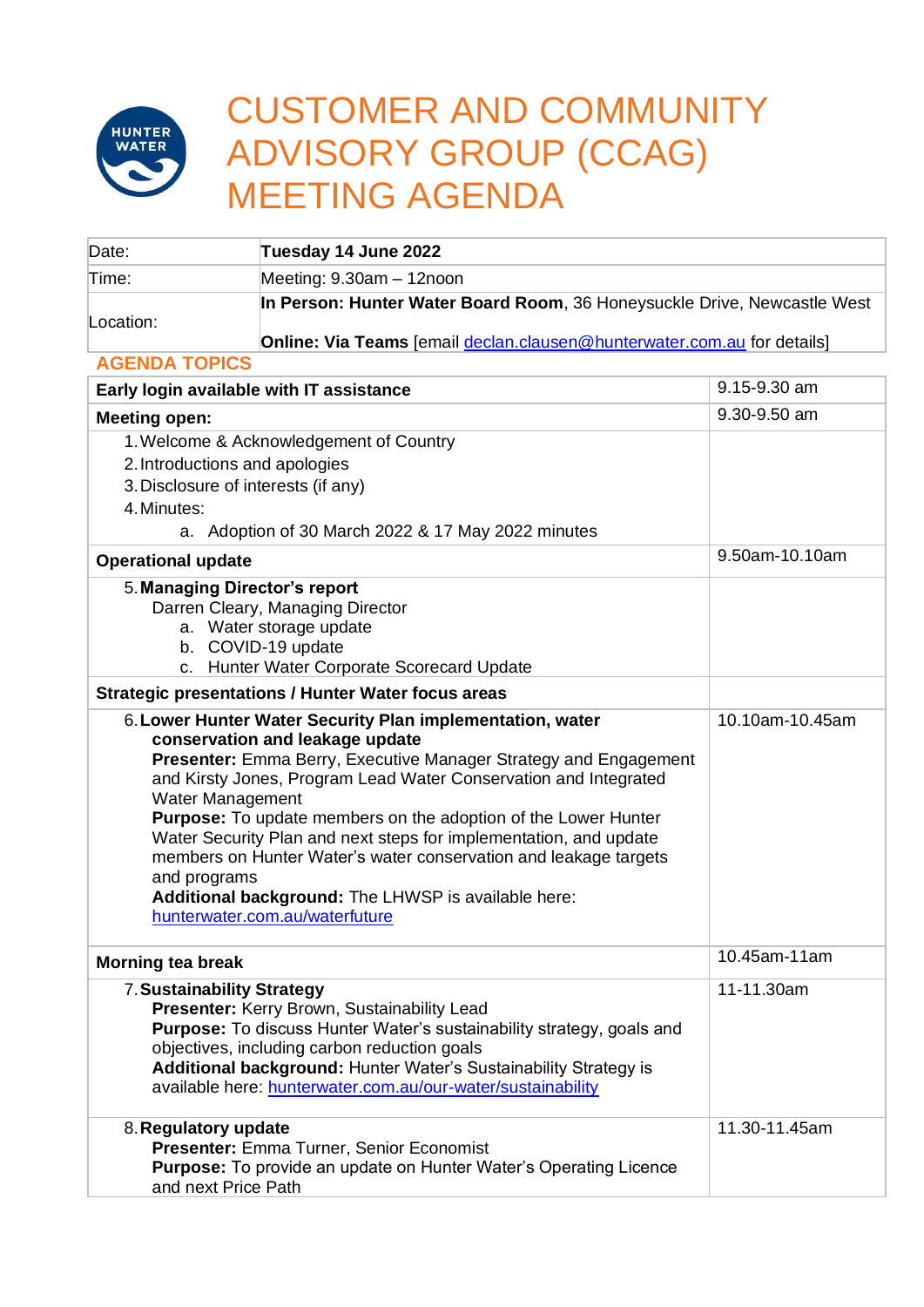# CUSTOMER AND COMMUNITY ADVISORY GROUP (CCAG) MEETING AGENDA

| | |
|---|---|
| Date: | **Tuesday 14 June 2022** |
| Time: | Meeting: 9.30am – 12noon |
| Location: | **In Person: Hunter Water Board Room**, 36 Honeysuckle Drive, Newcastle West<br><br>**Online: Via Teams** [email declan.clausen@hunterwater.com.au for details] |

## AGENDA TOPICS

| | |
|---|---|
| **Early login available with IT assistance** | 9.15-9.30 am |
| **Meeting open:** | 9.30-9.50 am |
| 1. Welcome & Acknowledgement of Country<br>2. Introductions and apologies<br>3. Disclosure of interests (if any)<br>4. Minutes:<br>a. Adoption of 30 March 2022 & 17 May 2022 minutes | |
| **Operational update** | 9.50am-10.10am |
| 5. **Managing Director's report**<br>Darren Cleary, Managing Director<br>a. Water storage update<br>b. COVID-19 update<br>c. Hunter Water Corporate Scorecard Update | |
| **Strategic presentations / Hunter Water focus areas** | |
| 6. **Lower Hunter Water Security Plan implementation, water conservation and leakage update**<br>**Presenter:** Emma Berry, Executive Manager Strategy and Engagement and Kirsty Jones, Program Lead Water Conservation and Integrated Water Management<br>**Purpose:** To update members on the adoption of the Lower Hunter Water Security Plan and next steps for implementation, and update members on Hunter Water's water conservation and leakage targets and programs<br>**Additional background:** The LHWSP is available here: hunterwater.com.au/waterfuture | 10.10am-10.45am |
| **Morning tea break** | 10.45am-11am |
| 7. **Sustainability Strategy**<br>**Presenter:** Kerry Brown, Sustainability Lead<br>**Purpose:** To discuss Hunter Water's sustainability strategy, goals and objectives, including carbon reduction goals<br>**Additional background:** Hunter Water's Sustainability Strategy is available here: hunterwater.com.au/our-water/sustainability | 11-11.30am |
| 8. **Regulatory update**<br>**Presenter:** Emma Turner, Senior Economist<br>**Purpose:** To provide an update on Hunter Water's Operating Licence and next Price Path | 11.30-11.45am |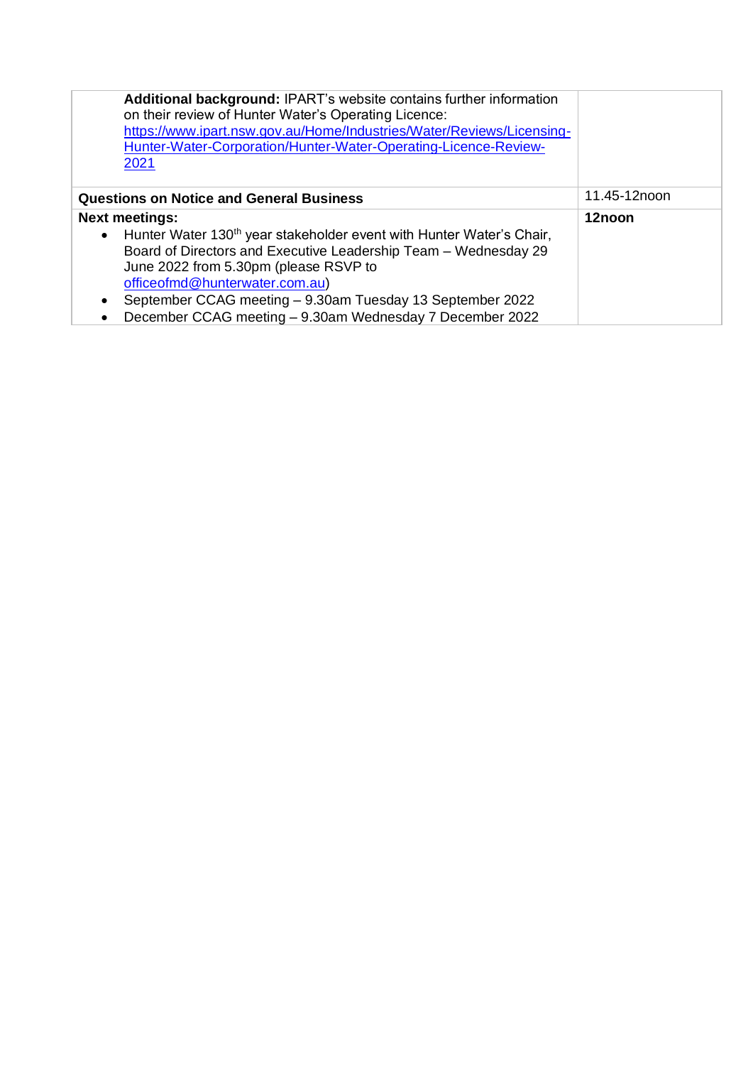| | |
|---|---|
| **Additional background:** IPART's website contains further information on their review of Hunter Water's Operating Licence: https://www.ipart.nsw.gov.au/Home/Industries/Water/Reviews/Licensing-Hunter-Water-Corporation/Hunter-Water-Operating-Licence-Review-2021 | |
| **Questions on Notice and General Business** | 11.45-12noon |
| **Next meetings:**<br>• Hunter Water 130th year stakeholder event with Hunter Water's Chair, Board of Directors and Executive Leadership Team – Wednesday 29 June 2022 from 5.30pm (please RSVP to officeofmd@hunterwater.com.au)<br>• September CCAG meeting – 9.30am Tuesday 13 September 2022<br>• December CCAG meeting – 9.30am Wednesday 7 December 2022 | **12noon** |